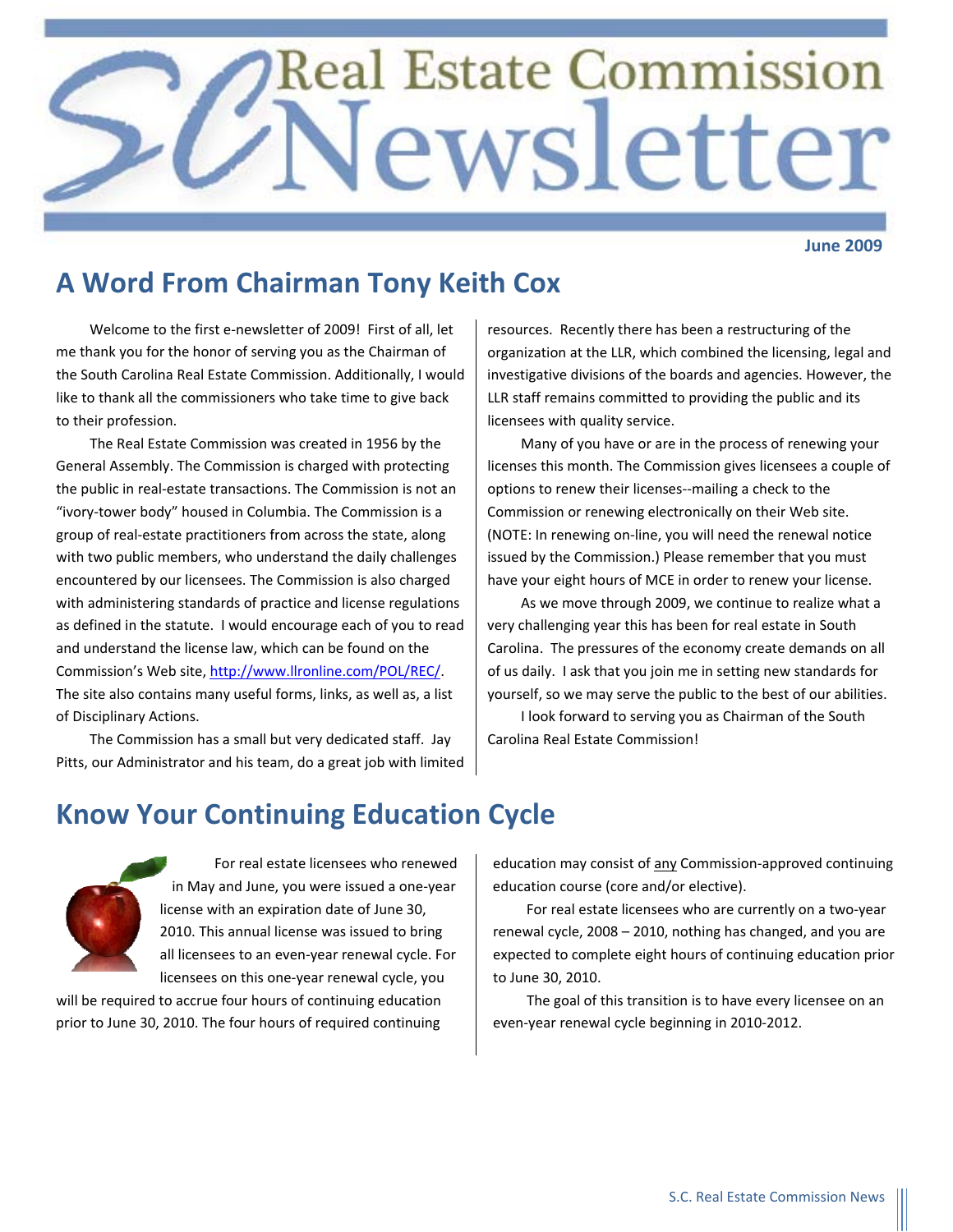# SC Real Estate Commission Newsletter

**June 2009**

## A Word From Chairman Tony Keith Cox

Welcome to the first e-newsletter of 2009! First of all, let me thank you for the honor of serving you as the Chairman of the South Carolina Real Estate Commission. Additionally, I would like to thank all the commissioners who take time to give back to their profession.

The Real Estate Commission was created in 1956 by the General Assembly. The Commission is charged with protecting the public in real-estate transactions. The Commission is not an "ivory-tower body" housed in Columbia. The Commission is a group of real-estate practitioners from across the state, along with two public members, who understand the daily challenges encountered by our licensees. The Commission is also charged with administering standards of practice and license regulations as defined in the statute. I would encourage each of you to read and understand the license law, which can be found on the Commission's Web site, http://www.llronline.com/POL/REC/. The site also contains many useful forms, links, as well as, a list of Disciplinary Actions.

The Commission has a small but very dedicated staff. Jay Pitts, our Administrator and his team, do a great job with limited resources. Recently there has been a restructuring of the organization at the LLR, which combined the licensing, legal and investigative divisions of the boards and agencies. However, the LLR staff remains committed to providing the public and its licensees with quality service.

Many of you have or are in the process of renewing your licenses this month. The Commission gives licensees a couple of options to renew their licenses--mailing a check to the Commission or renewing electronically on their Web site. (NOTE: In renewing on-line, you will need the renewal notice issued by the Commission.) Please remember that you must have your eight hours of MCE in order to renew your license.

As we move through 2009, we continue to realize what a very challenging year this has been for real estate in South Carolina. The pressures of the economy create demands on all of us daily. I ask that you join me in setting new standards for yourself, so we may serve the public to the best of our abilities.

I look forward to serving you as Chairman of the South Carolina Real Estate Commission!

## Know Your Continuing Education Cycle

For real estate licensees who renewed in May and June, you were issued a one-year license with an expiration date of June 30, 2010. This annual license was issued to bring all licensees to an even-year renewal cycle. For licensees on this one-year renewal cycle, you will be required to accrue four hours of continuing education prior to June 30, 2010. The four hours of required continuing education may consist of any Commission-approved continuing education course (core and/or elective).

For real estate licensees who are currently on a two-year renewal cycle, 2008 – 2010, nothing has changed, and you are expected to complete eight hours of continuing education prior to June 30, 2010.

The goal of this transition is to have every licensee on an even-year renewal cycle beginning in 2010-2012.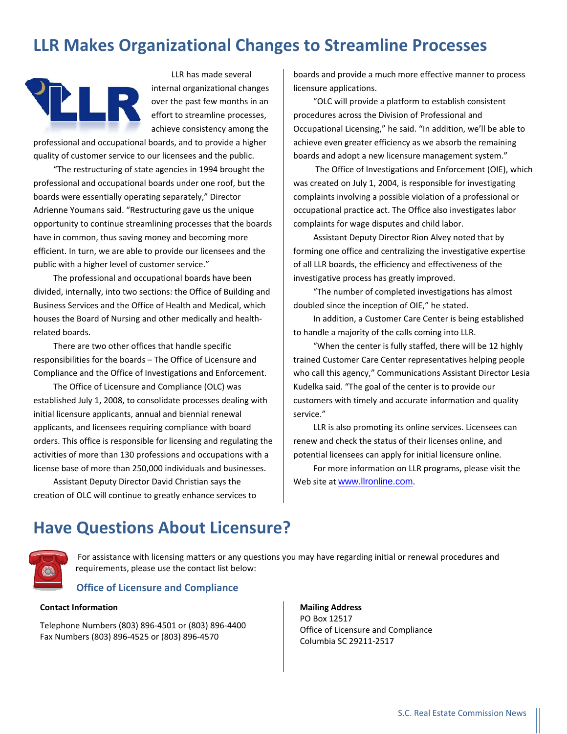# LLR Makes Organizational Changes to Streamline Processes

LLR has made several internal organizational changes over the past few months in an effort to streamline processes, achieve consistency among the professional and occupational boards, and to provide a higher quality of customer service to our licensees and the public.

"The restructuring of state agencies in 1994 brought the professional and occupational boards under one roof, but the boards were essentially operating separately," Director Adrienne Youmans said. "Restructuring gave us the unique opportunity to continue streamlining processes that the boards have in common, thus saving money and becoming more efficient. In turn, we are able to provide our licensees and the public with a higher level of customer service."

The professional and occupational boards have been divided, internally, into two sections: the Office of Building and Business Services and the Office of Health and Medical, which houses the Board of Nursing and other medically and health-related boards.

There are two other offices that handle specific responsibilities for the boards – The Office of Licensure and Compliance and the Office of Investigations and Enforcement.

The Office of Licensure and Compliance (OLC) was established July 1, 2008, to consolidate processes dealing with initial licensure applicants, annual and biennial renewal applicants, and licensees requiring compliance with board orders. This office is responsible for licensing and regulating the activities of more than 130 professions and occupations with a license base of more than 250,000 individuals and businesses.

Assistant Deputy Director David Christian says the creation of OLC will continue to greatly enhance services to boards and provide a much more effective manner to process licensure applications.

"OLC will provide a platform to establish consistent procedures across the Division of Professional and Occupational Licensing," he said. "In addition, we'll be able to achieve even greater efficiency as we absorb the remaining boards and adopt a new licensure management system."

The Office of Investigations and Enforcement (OIE), which was created on July 1, 2004, is responsible for investigating complaints involving a possible violation of a professional or occupational practice act. The Office also investigates labor complaints for wage disputes and child labor.

Assistant Deputy Director Rion Alvey noted that by forming one office and centralizing the investigative expertise of all LLR boards, the efficiency and effectiveness of the investigative process has greatly improved.

"The number of completed investigations has almost doubled since the inception of OIE," he stated.

In addition, a Customer Care Center is being established to handle a majority of the calls coming into LLR.

"When the center is fully staffed, there will be 12 highly trained Customer Care Center representatives helping people who call this agency," Communications Assistant Director Lesia Kudelka said. "The goal of the center is to provide our customers with timely and accurate information and quality service."

LLR is also promoting its online services. Licensees can renew and check the status of their licenses online, and potential licensees can apply for initial licensure online.

For more information on LLR programs, please visit the Web site at www.llronline.com.

# Have Questions About Licensure?

For assistance with licensing matters or any questions you may have regarding initial or renewal procedures and requirements, please use the contact list below:

## Office of Licensure and Compliance

**Contact Information**

Telephone Numbers (803) 896-4501 or (803) 896-4400
Fax Numbers (803) 896-4525 or (803) 896-4570

**Mailing Address**
PO Box 12517
Office of Licensure and Compliance
Columbia SC 29211-2517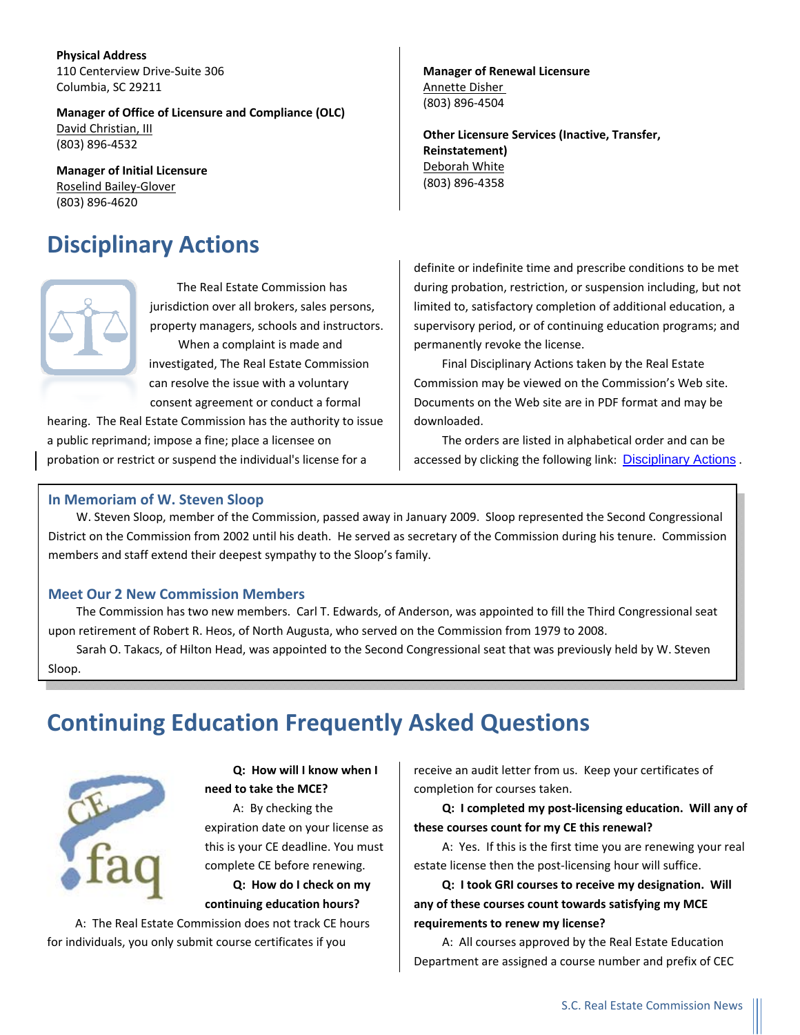**Physical Address**
110 Centerview Drive-Suite 306
Columbia, SC 29211

**Manager of Office of Licensure and Compliance (OLC)**
David Christian, III
(803) 896-4532

**Manager of Initial Licensure**
Roselind Bailey-Glover
(803) 896-4620

**Manager of Renewal Licensure**
Annette Disher
(803) 896-4504

**Other Licensure Services (Inactive, Transfer, Reinstatement)**
Deborah White
(803) 896-4358

# Disciplinary Actions

The Real Estate Commission has jurisdiction over all brokers, sales persons, property managers, schools and instructors.

When a complaint is made and investigated, The Real Estate Commission can resolve the issue with a voluntary consent agreement or conduct a formal hearing. The Real Estate Commission has the authority to issue a public reprimand; impose a fine; place a licensee on probation or restrict or suspend the individual's license for a definite or indefinite time and prescribe conditions to be met during probation, restriction, or suspension including, but not limited to, satisfactory completion of additional education, a supervisory period, or of continuing education programs; and permanently revoke the license.

Final Disciplinary Actions taken by the Real Estate Commission may be viewed on the Commission's Web site. Documents on the Web site are in PDF format and may be downloaded.

The orders are listed in alphabetical order and can be accessed by clicking the following link: Disciplinary Actions .

### In Memoriam of W. Steven Sloop

W. Steven Sloop, member of the Commission, passed away in January 2009. Sloop represented the Second Congressional District on the Commission from 2002 until his death. He served as secretary of the Commission during his tenure. Commission members and staff extend their deepest sympathy to the Sloop's family.

### Meet Our 2 New Commission Members

The Commission has two new members. Carl T. Edwards, of Anderson, was appointed to fill the Third Congressional seat upon retirement of Robert R. Heos, of North Augusta, who served on the Commission from 1979 to 2008.

Sarah O. Takacs, of Hilton Head, was appointed to the Second Congressional seat that was previously held by W. Steven Sloop.

# Continuing Education Frequently Asked Questions

**Q: How will I know when I need to take the MCE?**

A: By checking the expiration date on your license as this is your CE deadline. You must complete CE before renewing.

**Q: How do I check on my continuing education hours?**

A: The Real Estate Commission does not track CE hours for individuals, you only submit course certificates if you receive an audit letter from us. Keep your certificates of completion for courses taken.

**Q: I completed my post-licensing education. Will any of these courses count for my CE this renewal?**

A: Yes. If this is the first time you are renewing your real estate license then the post-licensing hour will suffice.

**Q: I took GRI courses to receive my designation. Will any of these courses count towards satisfying my MCE requirements to renew my license?**

A: All courses approved by the Real Estate Education Department are assigned a course number and prefix of CEC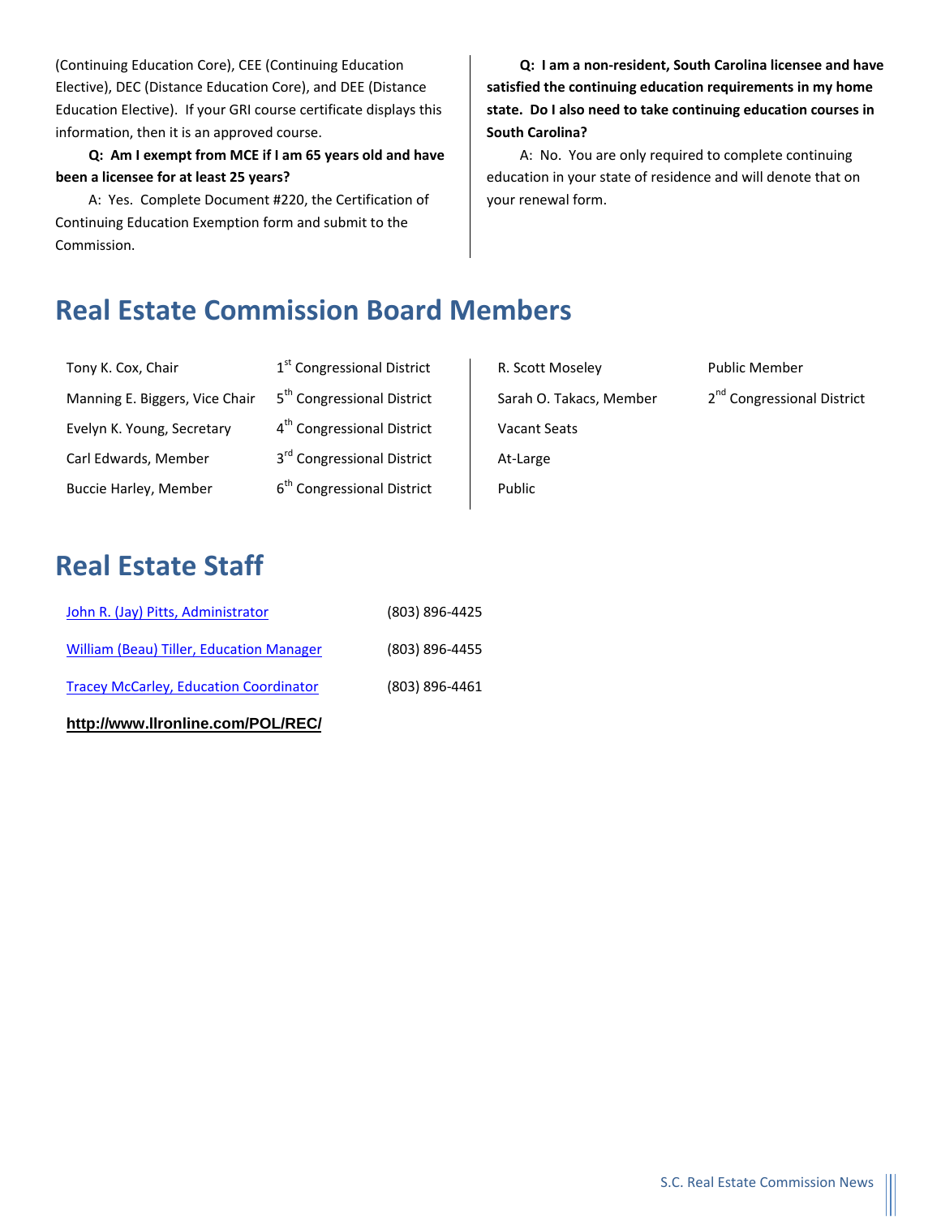(Continuing Education Core), CEE (Continuing Education Elective), DEC (Distance Education Core), and DEE (Distance Education Elective). If your GRI course certificate displays this information, then it is an approved course.

**Q: Am I exempt from MCE if I am 65 years old and have been a licensee for at least 25 years?**

A: Yes. Complete Document #220, the Certification of Continuing Education Exemption form and submit to the Commission.

**Q: I am a non-resident, South Carolina licensee and have satisfied the continuing education requirements in my home state. Do I also need to take continuing education courses in South Carolina?**

A: No. You are only required to complete continuing education in your state of residence and will denote that on your renewal form.

# Real Estate Commission Board Members

| | |
|---|---|
| Tony K. Cox, Chair | 1st Congressional District |
| Manning E. Biggers, Vice Chair | 5th Congressional District |
| Evelyn K. Young, Secretary | 4th Congressional District |
| Carl Edwards, Member | 3rd Congressional District |
| Buccie Harley, Member | 6th Congressional District |
| R. Scott Moseley | Public Member |
| Sarah O. Takacs, Member | 2nd Congressional District |
| Vacant Seats | |
| At-Large | |
| Public | |

# Real Estate Staff

| | |
|---|---|
| John R. (Jay) Pitts, Administrator | (803) 896-4425 |
| William (Beau) Tiller, Education Manager | (803) 896-4455 |
| Tracey McCarley, Education Coordinator | (803) 896-4461 |

**http://www.llronline.com/POL/REC/**